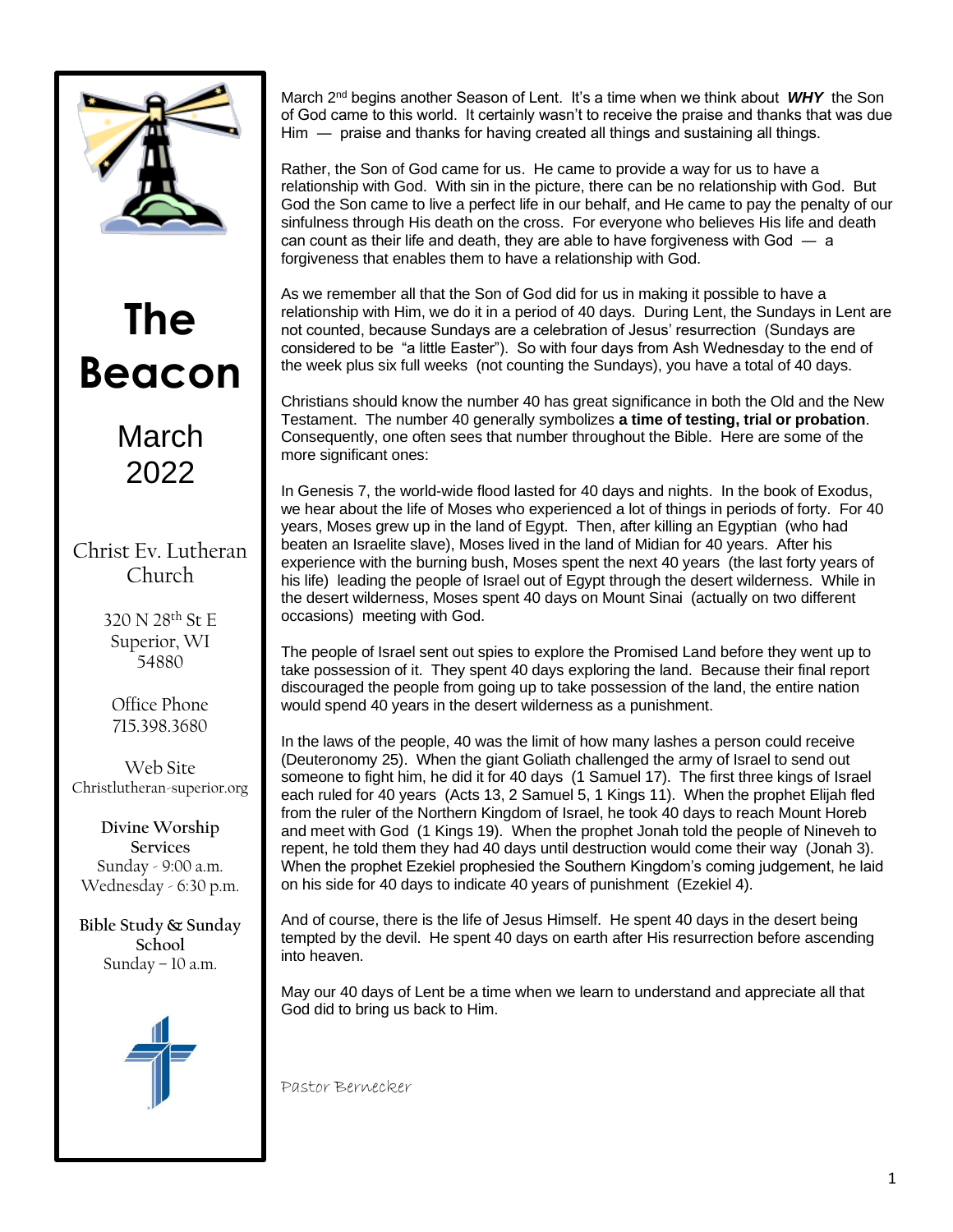# The Beacon

## March 2022

Christ Ev. Lutheran Church

320 N 28th St E
Superior, WI
54880

Office Phone
715.398.3680

Web Site
Christlutheran-superior.org

**Divine Worship Services**
Sunday - 9:00 a.m.
Wednesday - 6:30 p.m.

**Bible Study & Sunday School**
Sunday – 10 a.m.

March 2nd begins another Season of Lent. It's a time when we think about ***WHY*** the Son of God came to this world. It certainly wasn't to receive the praise and thanks that was due Him — praise and thanks for having created all things and sustaining all things.

Rather, the Son of God came for us. He came to provide a way for us to have a relationship with God. With sin in the picture, there can be no relationship with God. But God the Son came to live a perfect life in our behalf, and He came to pay the penalty of our sinfulness through His death on the cross. For everyone who believes His life and death can count as their life and death, they are able to have forgiveness with God — a forgiveness that enables them to have a relationship with God.

As we remember all that the Son of God did for us in making it possible to have a relationship with Him, we do it in a period of 40 days. During Lent, the Sundays in Lent are not counted, because Sundays are a celebration of Jesus' resurrection (Sundays are considered to be "a little Easter"). So with four days from Ash Wednesday to the end of the week plus six full weeks (not counting the Sundays), you have a total of 40 days.

Christians should know the number 40 has great significance in both the Old and the New Testament. The number 40 generally symbolizes **a time of testing, trial or probation**. Consequently, one often sees that number throughout the Bible. Here are some of the more significant ones:

In Genesis 7, the world-wide flood lasted for 40 days and nights. In the book of Exodus, we hear about the life of Moses who experienced a lot of things in periods of forty. For 40 years, Moses grew up in the land of Egypt. Then, after killing an Egyptian (who had beaten an Israelite slave), Moses lived in the land of Midian for 40 years. After his experience with the burning bush, Moses spent the next 40 years (the last forty years of his life) leading the people of Israel out of Egypt through the desert wilderness. While in the desert wilderness, Moses spent 40 days on Mount Sinai (actually on two different occasions) meeting with God.

The people of Israel sent out spies to explore the Promised Land before they went up to take possession of it. They spent 40 days exploring the land. Because their final report discouraged the people from going up to take possession of the land, the entire nation would spend 40 years in the desert wilderness as a punishment.

In the laws of the people, 40 was the limit of how many lashes a person could receive (Deuteronomy 25). When the giant Goliath challenged the army of Israel to send out someone to fight him, he did it for 40 days (1 Samuel 17). The first three kings of Israel each ruled for 40 years (Acts 13, 2 Samuel 5, 1 Kings 11). When the prophet Elijah fled from the ruler of the Northern Kingdom of Israel, he took 40 days to reach Mount Horeb and meet with God (1 Kings 19). When the prophet Jonah told the people of Nineveh to repent, he told them they had 40 days until destruction would come their way (Jonah 3). When the prophet Ezekiel prophesied the Southern Kingdom's coming judgement, he laid on his side for 40 days to indicate 40 years of punishment (Ezekiel 4).

And of course, there is the life of Jesus Himself. He spent 40 days in the desert being tempted by the devil. He spent 40 days on earth after His resurrection before ascending into heaven.

May our 40 days of Lent be a time when we learn to understand and appreciate all that God did to bring us back to Him.

Pastor Bernecker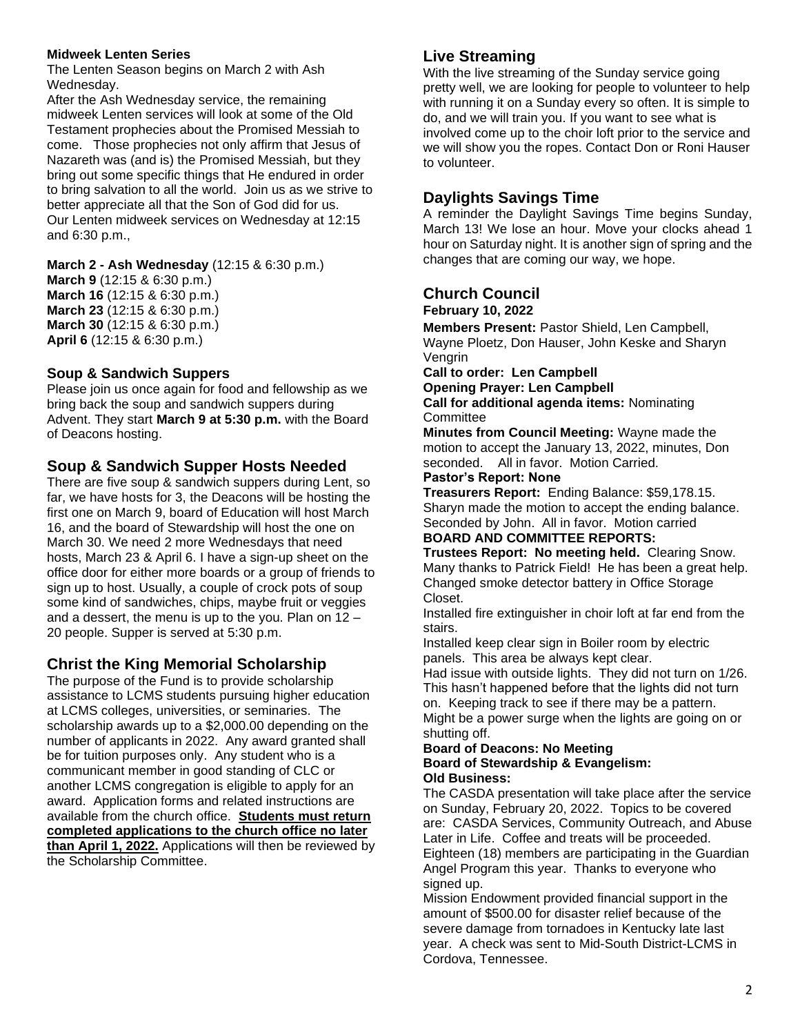**Midweek Lenten Series**

The Lenten Season begins on March 2 with Ash Wednesday.

After the Ash Wednesday service, the remaining midweek Lenten services will look at some of the Old Testament prophecies about the Promised Messiah to come. Those prophecies not only affirm that Jesus of Nazareth was (and is) the Promised Messiah, but they bring out some specific things that He endured in order to bring salvation to all the world. Join us as we strive to better appreciate all that the Son of God did for us. Our Lenten midweek services on Wednesday at 12:15 and 6:30 p.m.,

**March 2 - Ash Wednesday** (12:15 & 6:30 p.m.)
**March 9** (12:15 & 6:30 p.m.)
**March 16** (12:15 & 6:30 p.m.)
**March 23** (12:15 & 6:30 p.m.)
**March 30** (12:15 & 6:30 p.m.)
**April 6** (12:15 & 6:30 p.m.)

**Soup & Sandwich Suppers**

Please join us once again for food and fellowship as we bring back the soup and sandwich suppers during Advent. They start **March 9 at 5:30 p.m.** with the Board of Deacons hosting.

## Soup & Sandwich Supper Hosts Needed

There are five soup & sandwich suppers during Lent, so far, we have hosts for 3, the Deacons will be hosting the first one on March 9, board of Education will host March 16, and the board of Stewardship will host the one on March 30. We need 2 more Wednesdays that need hosts, March 23 & April 6. I have a sign-up sheet on the office door for either more boards or a group of friends to sign up to host. Usually, a couple of crock pots of soup some kind of sandwiches, chips, maybe fruit or veggies and a dessert, the menu is up to the you. Plan on 12 – 20 people. Supper is served at 5:30 p.m.

## Christ the King Memorial Scholarship

The purpose of the Fund is to provide scholarship assistance to LCMS students pursuing higher education at LCMS colleges, universities, or seminaries. The scholarship awards up to a $2,000.00 depending on the number of applicants in 2022. Any award granted shall be for tuition purposes only. Any student who is a communicant member in good standing of CLC or another LCMS congregation is eligible to apply for an award. Application forms and related instructions are available from the church office. **Students must return completed applications to the church office no later than April 1, 2022.** Applications will then be reviewed by the Scholarship Committee.

## Live Streaming

With the live streaming of the Sunday service going pretty well, we are looking for people to volunteer to help with running it on a Sunday every so often. It is simple to do, and we will train you. If you want to see what is involved come up to the choir loft prior to the service and we will show you the ropes. Contact Don or Roni Hauser to volunteer.

## Daylights Savings Time

A reminder the Daylight Savings Time begins Sunday, March 13! We lose an hour. Move your clocks ahead 1 hour on Saturday night. It is another sign of spring and the changes that are coming our way, we hope.

## Church Council

**February 10, 2022**

**Members Present:** Pastor Shield, Len Campbell, Wayne Ploetz, Don Hauser, John Keske and Sharyn Vengrin

**Call to order: Len Campbell**

**Opening Prayer: Len Campbell**

**Call for additional agenda items:** Nominating Committee

**Minutes from Council Meeting:** Wayne made the motion to accept the January 13, 2022, minutes, Don seconded. All in favor. Motion Carried.

**Pastor's Report: None**

**Treasurers Report:** Ending Balance: $59,178.15. Sharyn made the motion to accept the ending balance. Seconded by John. All in favor. Motion carried

**BOARD AND COMMITTEE REPORTS:**

**Trustees Report: No meeting held.** Clearing Snow. Many thanks to Patrick Field! He has been a great help. Changed smoke detector battery in Office Storage Closet.

Installed fire extinguisher in choir loft at far end from the stairs.

Installed keep clear sign in Boiler room by electric panels. This area be always kept clear.

Had issue with outside lights. They did not turn on 1/26. This hasn't happened before that the lights did not turn on. Keeping track to see if there may be a pattern. Might be a power surge when the lights are going on or shutting off.

**Board of Deacons: No Meeting**

**Board of Stewardship & Evangelism:**

**Old Business:**

The CASDA presentation will take place after the service on Sunday, February 20, 2022. Topics to be covered are: CASDA Services, Community Outreach, and Abuse Later in Life. Coffee and treats will be proceeded.

Eighteen (18) members are participating in the Guardian Angel Program this year. Thanks to everyone who signed up.

Mission Endowment provided financial support in the amount of $500.00 for disaster relief because of the severe damage from tornadoes in Kentucky late last year. A check was sent to Mid-South District-LCMS in Cordova, Tennessee.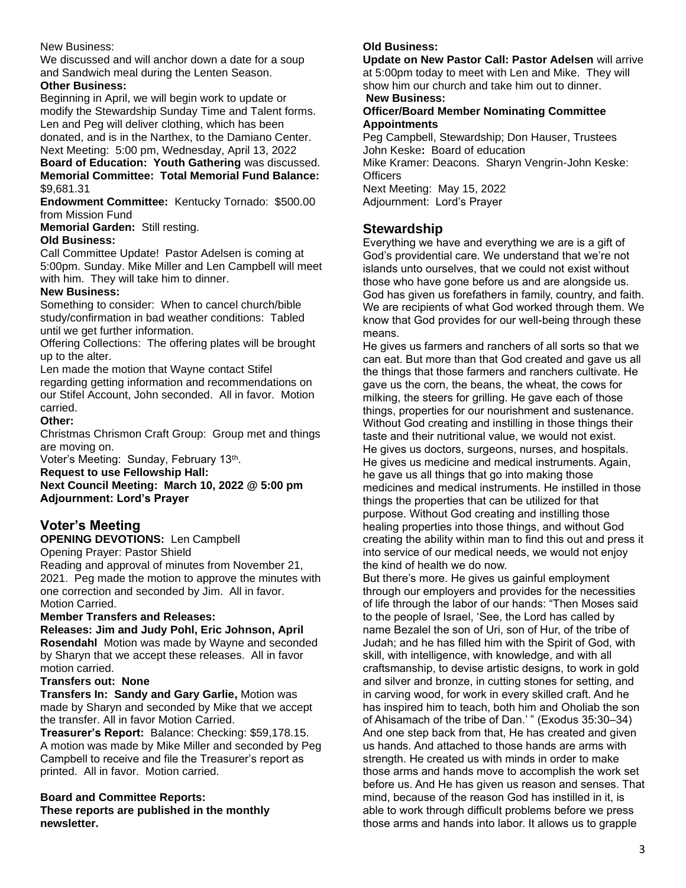New Business:

We discussed and will anchor down a date for a soup and Sandwich meal during the Lenten Season.

**Other Business:**

Beginning in April, we will begin work to update or modify the Stewardship Sunday Time and Talent forms.

Len and Peg will deliver clothing, which has been donated, and is in the Narthex, to the Damiano Center.

Next Meeting: 5:00 pm, Wednesday, April 13, 2022

**Board of Education: Youth Gathering** was discussed.

**Memorial Committee: Total Memorial Fund Balance:** $9,681.31

**Endowment Committee:** Kentucky Tornado: $500.00 from Mission Fund

**Memorial Garden:** Still resting.

**Old Business:**

Call Committee Update! Pastor Adelsen is coming at 5:00pm. Sunday. Mike Miller and Len Campbell will meet with him. They will take him to dinner.

**New Business:**

Something to consider: When to cancel church/bible study/confirmation in bad weather conditions: Tabled until we get further information.

Offering Collections: The offering plates will be brought up to the alter.

Len made the motion that Wayne contact Stifel regarding getting information and recommendations on our Stifel Account, John seconded. All in favor. Motion carried.

**Other:**

Christmas Chrismon Craft Group: Group met and things are moving on.

Voter's Meeting: Sunday, February 13th.

**Request to use Fellowship Hall:**

**Next Council Meeting: March 10, 2022 @ 5:00 pm**

**Adjournment: Lord's Prayer**

## Voter's Meeting

**OPENING DEVOTIONS:** Len Campbell

Opening Prayer: Pastor Shield

Reading and approval of minutes from November 21, 2021. Peg made the motion to approve the minutes with one correction and seconded by Jim. All in favor. Motion Carried.

**Member Transfers and Releases:**

**Releases: Jim and Judy Pohl, Eric Johnson, April Rosendahl** Motion was made by Wayne and seconded by Sharyn that we accept these releases. All in favor motion carried.

**Transfers out: None**

**Transfers In: Sandy and Gary Garlie,** Motion was made by Sharyn and seconded by Mike that we accept the transfer. All in favor Motion Carried.

**Treasurer's Report:** Balance: Checking: $59,178.15. A motion was made by Mike Miller and seconded by Peg Campbell to receive and file the Treasurer's report as printed. All in favor. Motion carried.

**Board and Committee Reports:**

**These reports are published in the monthly newsletter.**

**Old Business:**

**Update on New Pastor Call: Pastor Adelsen** will arrive at 5:00pm today to meet with Len and Mike. They will show him our church and take him out to dinner.

**New Business:**

**Officer/Board Member Nominating Committee Appointments**

Peg Campbell, Stewardship; Don Hauser, Trustees

John Keske**:** Board of education

Mike Kramer: Deacons. Sharyn Vengrin-John Keske: Officers

Next Meeting: May 15, 2022

Adjournment: Lord's Prayer

## Stewardship

Everything we have and everything we are is a gift of God's providential care. We understand that we're not islands unto ourselves, that we could not exist without those who have gone before us and are alongside us. God has given us forefathers in family, country, and faith. We are recipients of what God worked through them. We know that God provides for our well-being through these means.

He gives us farmers and ranchers of all sorts so that we can eat. But more than that God created and gave us all the things that those farmers and ranchers cultivate. He gave us the corn, the beans, the wheat, the cows for milking, the steers for grilling. He gave each of those things, properties for our nourishment and sustenance. Without God creating and instilling in those things their taste and their nutritional value, we would not exist.

He gives us doctors, surgeons, nurses, and hospitals. He gives us medicine and medical instruments. Again, he gave us all things that go into making those medicines and medical instruments. He instilled in those things the properties that can be utilized for that purpose. Without God creating and instilling those healing properties into those things, and without God creating the ability within man to find this out and press it into service of our medical needs, we would not enjoy the kind of health we do now.

But there's more. He gives us gainful employment through our employers and provides for the necessities of life through the labor of our hands: "Then Moses said to the people of Israel, 'See, the Lord has called by name Bezalel the son of Uri, son of Hur, of the tribe of Judah; and he has filled him with the Spirit of God, with skill, with intelligence, with knowledge, and with all craftsmanship, to devise artistic designs, to work in gold and silver and bronze, in cutting stones for setting, and in carving wood, for work in every skilled craft. And he has inspired him to teach, both him and Oholiab the son of Ahisamach of the tribe of Dan.' " (Exodus 35:30–34)

And one step back from that, He has created and given us hands. And attached to those hands are arms with strength. He created us with minds in order to make those arms and hands move to accomplish the work set before us. And He has given us reason and senses. That mind, because of the reason God has instilled in it, is able to work through difficult problems before we press those arms and hands into labor. It allows us to grapple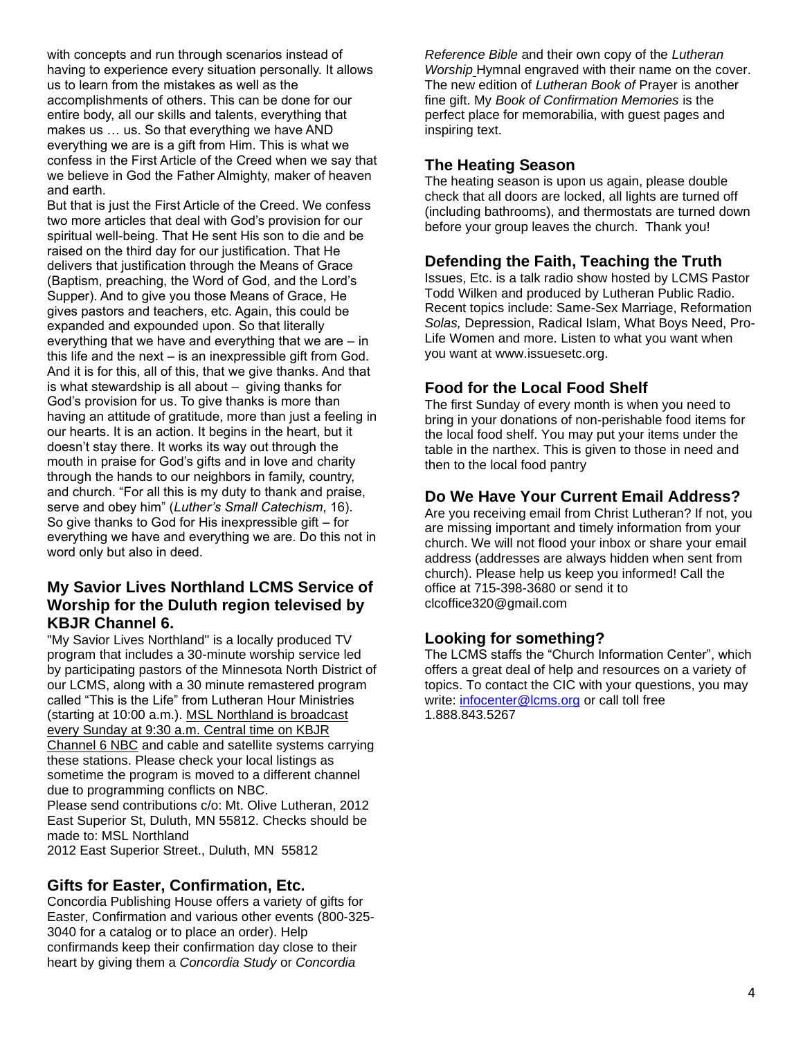with concepts and run through scenarios instead of having to experience every situation personally. It allows us to learn from the mistakes as well as the accomplishments of others. This can be done for our entire body, all our skills and talents, everything that makes us … us. So that everything we have AND everything we are is a gift from Him. This is what we confess in the First Article of the Creed when we say that we believe in God the Father Almighty, maker of heaven and earth.

But that is just the First Article of the Creed. We confess two more articles that deal with God's provision for our spiritual well-being. That He sent His son to die and be raised on the third day for our justification. That He delivers that justification through the Means of Grace (Baptism, preaching, the Word of God, and the Lord's Supper). And to give you those Means of Grace, He gives pastors and teachers, etc. Again, this could be expanded and expounded upon. So that literally everything that we have and everything that we are – in this life and the next – is an inexpressible gift from God. And it is for this, all of this, that we give thanks. And that is what stewardship is all about – giving thanks for God's provision for us. To give thanks is more than having an attitude of gratitude, more than just a feeling in our hearts. It is an action. It begins in the heart, but it doesn't stay there. It works its way out through the mouth in praise for God's gifts and in love and charity through the hands to our neighbors in family, country, and church. "For all this is my duty to thank and praise, serve and obey him" (*Luther's Small Catechism*, 16). So give thanks to God for His inexpressible gift – for everything we have and everything we are. Do this not in word only but also in deed.

## My Savior Lives Northland LCMS Service of Worship for the Duluth region televised by KBJR Channel 6.

"My Savior Lives Northland" is a locally produced TV program that includes a 30-minute worship service led by participating pastors of the Minnesota North District of our LCMS, along with a 30 minute remastered program called "This is the Life" from Lutheran Hour Ministries (starting at 10:00 a.m.). <u>MSL Northland is broadcast every Sunday at 9:30 a.m. Central time on KBJR Channel 6 NBC</u> and cable and satellite systems carrying these stations. Please check your local listings as sometime the program is moved to a different channel due to programming conflicts on NBC.

Please send contributions c/o: Mt. Olive Lutheran, 2012 East Superior St, Duluth, MN 55812. Checks should be made to: MSL Northland
2012 East Superior Street., Duluth, MN 55812

## Gifts for Easter, Confirmation, Etc.

Concordia Publishing House offers a variety of gifts for Easter, Confirmation and various other events (800-325-3040 for a catalog or to place an order). Help confirmands keep their confirmation day close to their heart by giving them a *Concordia Study* or *Concordia Reference Bible* and their own copy of the *Lutheran Worship* Hymnal engraved with their name on the cover. The new edition of *Lutheran Book of* Prayer is another fine gift. My *Book of Confirmation Memories* is the perfect place for memorabilia, with guest pages and inspiring text.

## The Heating Season

The heating season is upon us again, please double check that all doors are locked, all lights are turned off (including bathrooms), and thermostats are turned down before your group leaves the church. Thank you!

## Defending the Faith, Teaching the Truth

Issues, Etc. is a talk radio show hosted by LCMS Pastor Todd Wilken and produced by Lutheran Public Radio. Recent topics include: Same-Sex Marriage, Reformation *Solas,* Depression, Radical Islam, What Boys Need, Pro-Life Women and more. Listen to what you want when you want at www.issuesetc.org.

## Food for the Local Food Shelf

The first Sunday of every month is when you need to bring in your donations of non-perishable food items for the local food shelf. You may put your items under the table in the narthex. This is given to those in need and then to the local food pantry

## Do We Have Your Current Email Address?

Are you receiving email from Christ Lutheran? If not, you are missing important and timely information from your church. We will not flood your inbox or share your email address (addresses are always hidden when sent from church). Please help us keep you informed! Call the office at 715-398-3680 or send it to clcoffice320@gmail.com

## Looking for something?

The LCMS staffs the "Church Information Center", which offers a great deal of help and resources on a variety of topics. To contact the CIC with your questions, you may write: infocenter@lcms.org or call toll free 1.888.843.5267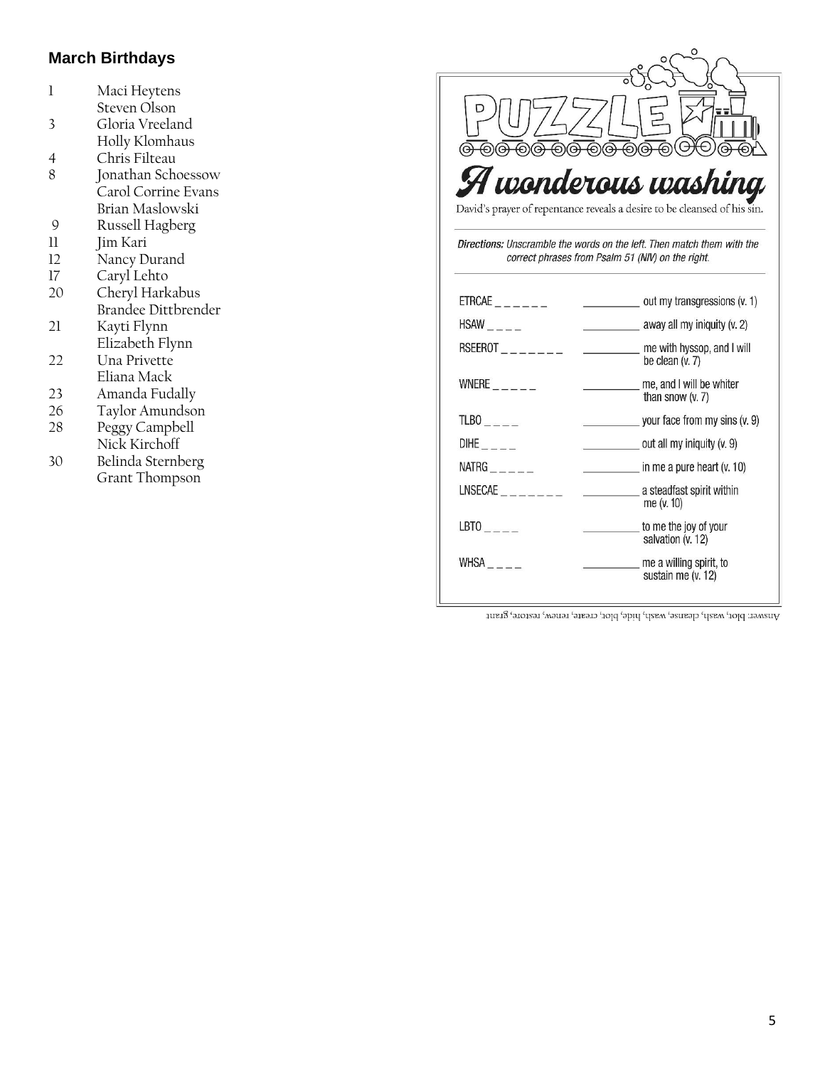## March Birthdays

| | |
|---|---|
| 1 | Maci Heytens |
| | Steven Olson |
| 3 | Gloria Vreeland |
| | Holly Klomhaus |
| 4 | Chris Filteau |
| 8 | Jonathan Schoessow |
| | Carol Corrine Evans |
| | Brian Maslowski |
| 9 | Russell Hagberg |
| 11 | Jim Kari |
| 12 | Nancy Durand |
| 17 | Caryl Lehto |
| 20 | Cheryl Harkabus |
| | Brandee Dittbrender |
| 21 | Kayti Flynn |
| | Elizabeth Flynn |
| 22 | Una Privette |
| | Eliana Mack |
| 23 | Amanda Fudally |
| 26 | Taylor Amundson |
| 28 | Peggy Campbell |
| | Nick Kirchoff |
| 30 | Belinda Sternberg |
| | Grant Thompson |

# PUZZLE

## A wonderous washing

David's prayer of repentance reveals a desire to be cleansed of his sin.

***Directions:*** *Unscramble the words on the left. Then match them with the correct phrases from Psalm 51 (NIV) on the right.*

| | |
|---|---|
| ETRCAE _ _ _ _ _ _ | __________ out my transgressions (v. 1) |
| HSAW _ _ _ _ | __________ away all my iniquity (v. 2) |
| RSEEROT _ _ _ _ _ _ _ | __________ me with hyssop, and I will be clean (v. 7) |
| WNERE _ _ _ _ _ | __________ me, and I will be whiter than snow (v. 7) |
| TLBO _ _ _ _ | __________ your face from my sins (v. 9) |
| DIHE _ _ _ _ | __________ out all my iniquity (v. 9) |
| NATRG _ _ _ _ _ | __________ in me a pure heart (v. 10) |
| LNSECAE _ _ _ _ _ _ _ | __________ a steadfast spirit within me (v. 10) |
| LBTO _ _ _ _ | __________ to me the joy of your salvation (v. 12) |
| WHSA _ _ _ _ | __________ me a willing spirit, to sustain me (v. 12) |

Answer: blot, wash, cleanse, wash, hide, blot, create, renew, restore, grant